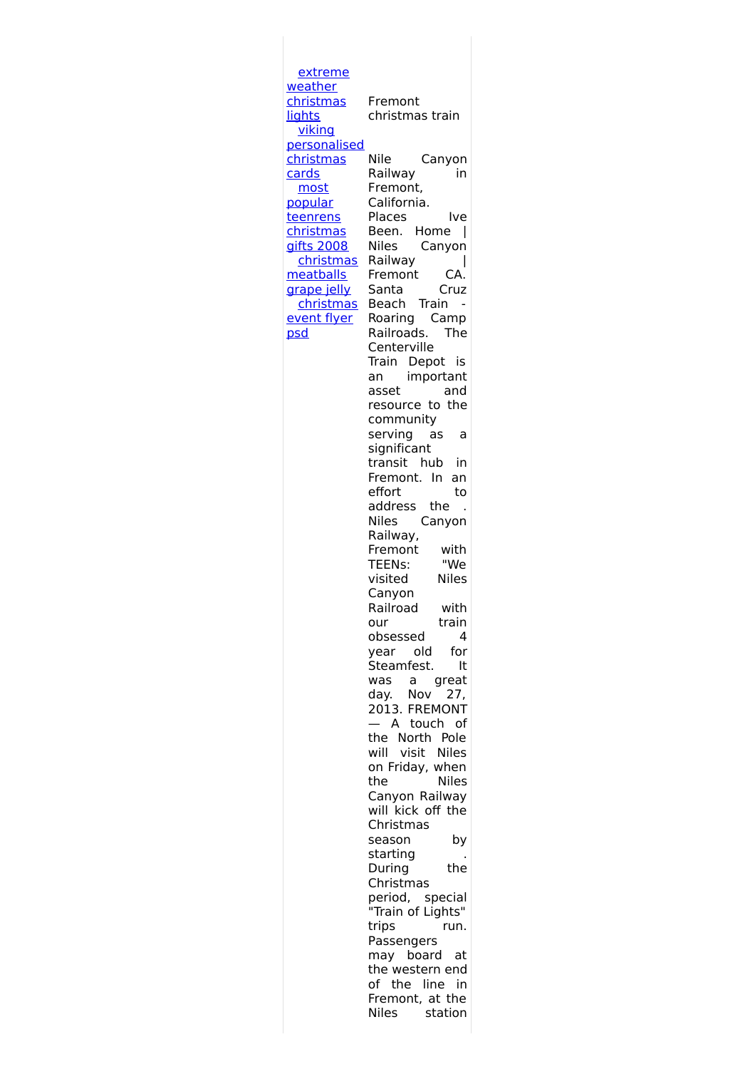[extreme weather christmas lights](#)
[viking personalised christmas cards](#)
[most popular teenrens christmas gifts 2008](#)
[christmas meatballs grape jelly](#)
[christmas event flyer psd](#)

Fremont christmas train

Nile Canyon Railway in Fremont, California. Places Ive Been. Home | Niles Canyon Railway | Fremont CA. Santa Cruz Beach Train - Roaring Camp Railroads. The Centerville Train Depot is an important asset and resource to the community serving as a significant transit hub in Fremont. In an effort to address the . Niles Canyon Railway, Fremont with TEENs: "We visited Niles Canyon Railroad with our train obsessed 4 year old for Steamfest. It was a great day. Nov 27, 2013. FREMONT — A touch of the North Pole will visit Niles on Friday, when the Niles Canyon Railway will kick off the Christmas season by starting . During the Christmas period, special "Train of Lights" trips run. Passengers may board at the western end of the line in Fremont, at the Niles station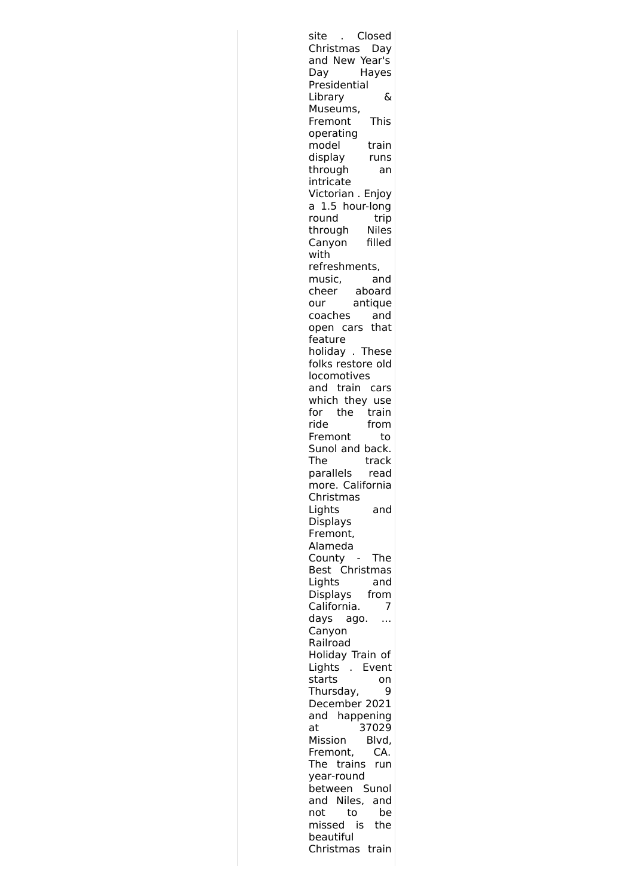site . Closed Christmas Day and New Year's Day Hayes Presidential Library & Museums, Fremont This operating model train display runs through an intricate Victorian . Enjoy a 1.5 hour-long round trip through Niles Canyon filled with refreshments, music, and cheer aboard our antique coaches and open cars that feature holiday . These folks restore old locomotives and train cars which they use for the train ride from Fremont to Sunol and back. The track parallels read more. California Christmas Lights and Displays Fremont, Alameda County - The Best Christmas Lights and Displays from California. 7 days ago. … Canyon Railroad Holiday Train of Lights . Event starts on Thursday, 9 December 2021 and happening at 37029 Mission Blvd, Fremont, CA. The trains run year-round between Sunol and Niles, and not to be missed is the beautiful Christmas train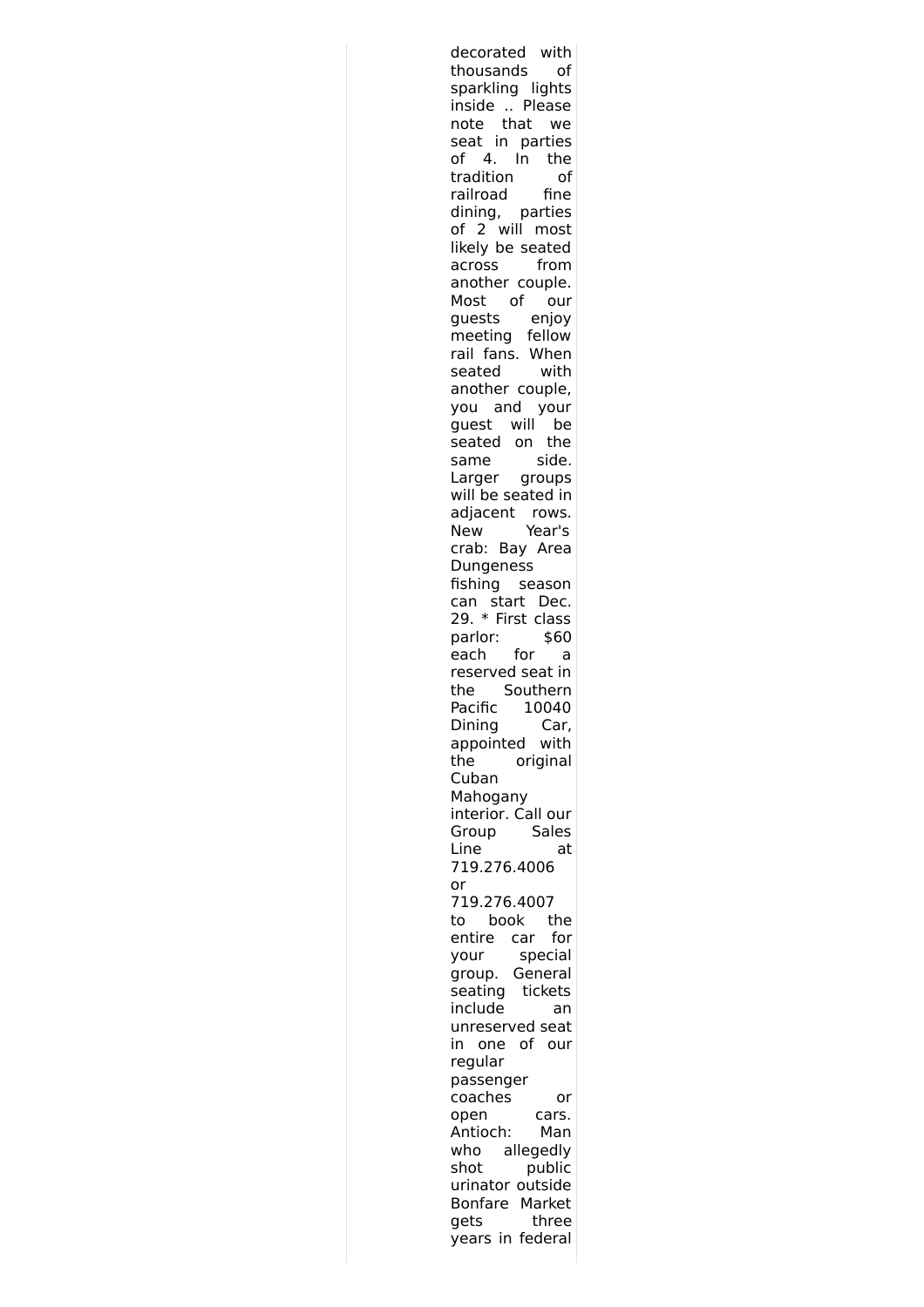decorated with thousands of sparkling lights inside .. Please note that we seat in parties of 4. In the tradition of railroad fine dining, parties of 2 will most likely be seated across from another couple. Most of our guests enjoy meeting fellow rail fans. When seated with another couple, you and your guest will be seated on the same side. Larger groups will be seated in adjacent rows. New Year's crab: Bay Area Dungeness fishing season can start Dec. 29. * First class parlor: $60 each for a reserved seat in the Southern Pacific 10040 Dining Car, appointed with the original Cuban Mahogany interior. Call our Group Sales Line at 719.276.4006 or 719.276.4007 to book the entire car for your special group. General seating tickets include an unreserved seat in one of our regular passenger coaches or open cars. Antioch: Man who allegedly shot public urinator outside Bonfare Market gets three years in federal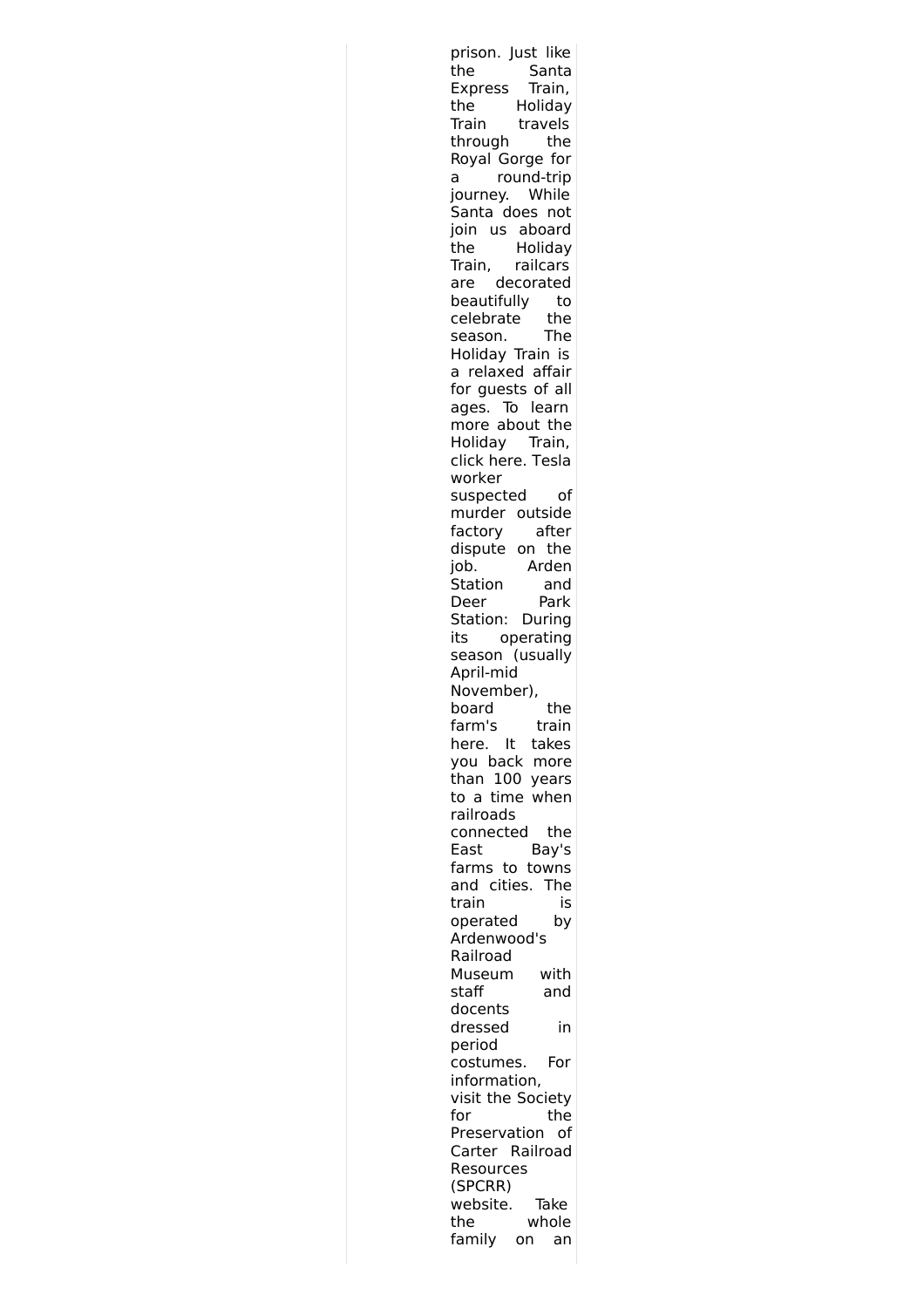prison. Just like the Santa Express Train, the Holiday Train travels through the Royal Gorge for a round-trip journey. While Santa does not join us aboard the Holiday Train, railcars are decorated beautifully to celebrate the season. The Holiday Train is a relaxed affair for guests of all ages. To learn more about the Holiday Train, click here. Tesla worker suspected of murder outside factory after dispute on the job. Arden Station and Deer Park Station: During its operating season (usually April-mid November), board the farm's train here. It takes you back more than 100 years to a time when railroads connected the East Bay's farms to towns and cities. The train is operated by Ardenwood's Railroad Museum with staff and docents dressed in period costumes. For information, visit the Society for the Preservation of Carter Railroad Resources (SPCRR) website. Take the whole family on an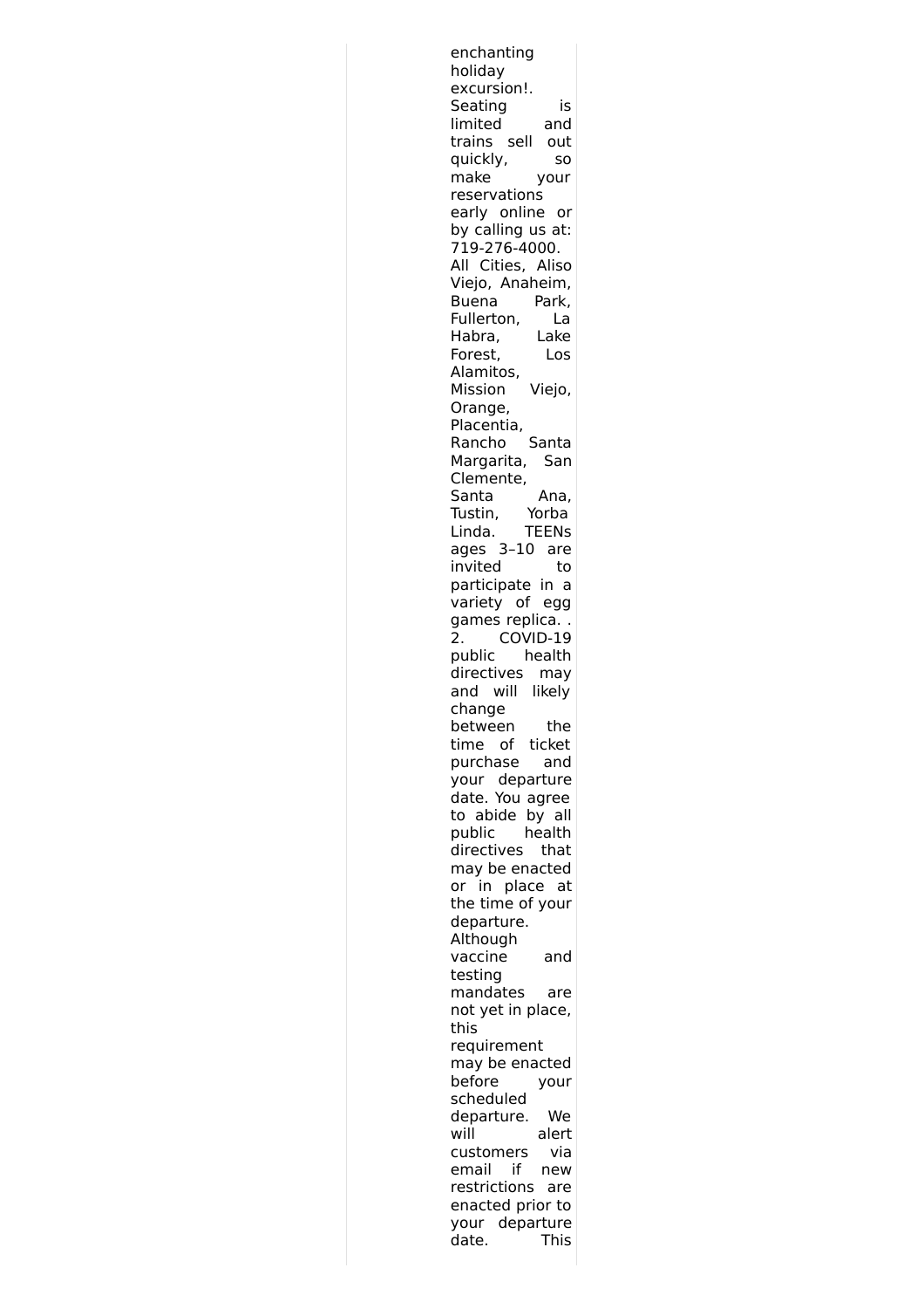enchanting holiday excursion!. Seating is limited and trains sell out quickly, so make your reservations early online or by calling us at: 719-276-4000. All Cities, Aliso Viejo, Anaheim, Buena Park, Fullerton, La Habra, Lake Forest, Los Alamitos, Mission Viejo, Orange, Placentia, Rancho Santa Margarita, San Clemente, Santa Ana, Tustin, Yorba Linda. TEENs ages 3–10 are invited to participate in a variety of egg games replica. . 2. COVID-19 public health directives may and will likely change between the time of ticket purchase and your departure date. You agree to abide by all public health directives that may be enacted or in place at the time of your departure. Although vaccine and testing mandates are not yet in place, this requirement may be enacted before your scheduled departure. We will alert customers via email if new restrictions are enacted prior to your departure date. This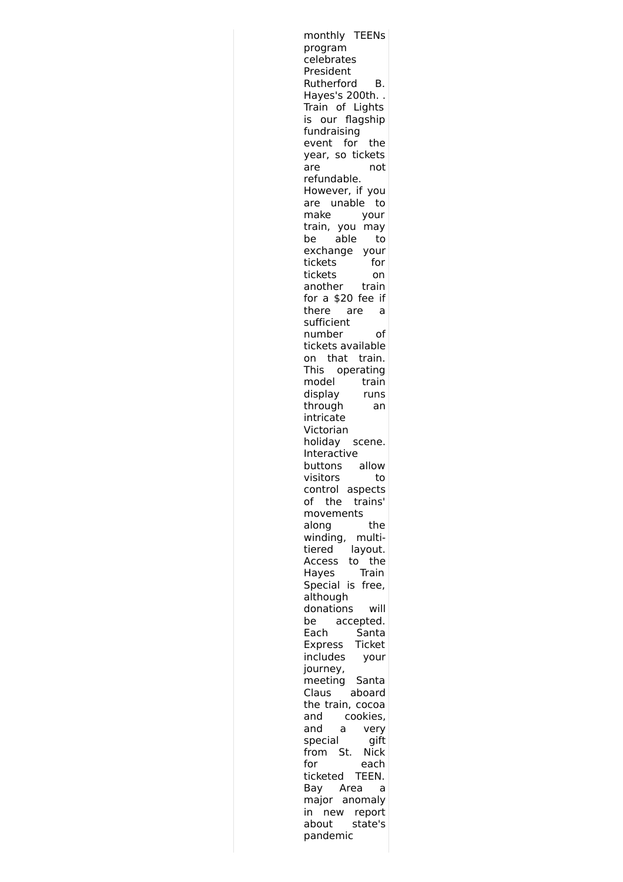monthly TEENs program celebrates President Rutherford B. Hayes's 200th. . Train of Lights is our flagship fundraising event for the year, so tickets are not refundable. However, if you are unable to make your train, you may be able to exchange your tickets for tickets on another train for a $20 fee if there are a sufficient number of tickets available on that train. This operating model train display runs through an intricate Victorian holiday scene. Interactive buttons allow visitors to control aspects of the trains' movements along the winding, multi-tiered layout. Access to the Hayes Train Special is free, although donations will be accepted. Each Santa Express Ticket includes your journey, meeting Santa Claus aboard the train, cocoa and cookies, and a very special gift from St. Nick for each ticketed TEEN. Bay Area a major anomaly in new report about state's pandemic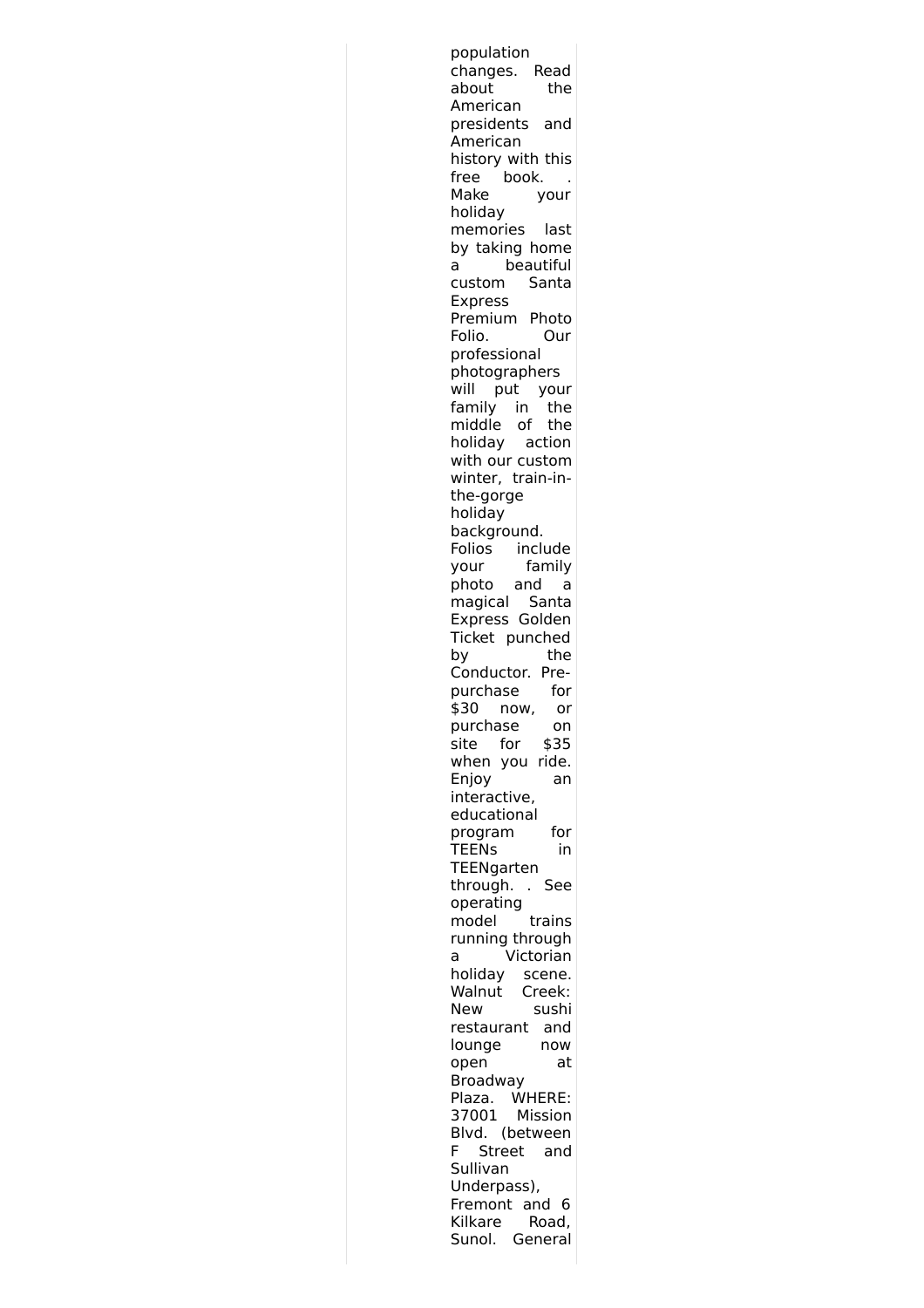population changes. Read about the American presidents and American history with this free book. . Make your holiday memories last by taking home a beautiful custom Santa Express Premium Photo Folio. Our professional photographers will put your family in the middle of the holiday action with our custom winter, train-in-the-gorge holiday background. Folios include your family photo and a magical Santa Express Golden Ticket punched by the Conductor. Pre-purchase for $30 now, or purchase on site for $35 when you ride. Enjoy an interactive, educational program for TEENs in TEENgarten through. . See operating model trains running through a Victorian holiday scene. Walnut Creek: New sushi restaurant and lounge now open at Broadway Plaza. WHERE: 37001 Mission Blvd. (between F Street and Sullivan Underpass), Fremont and 6 Kilkare Road, Sunol. General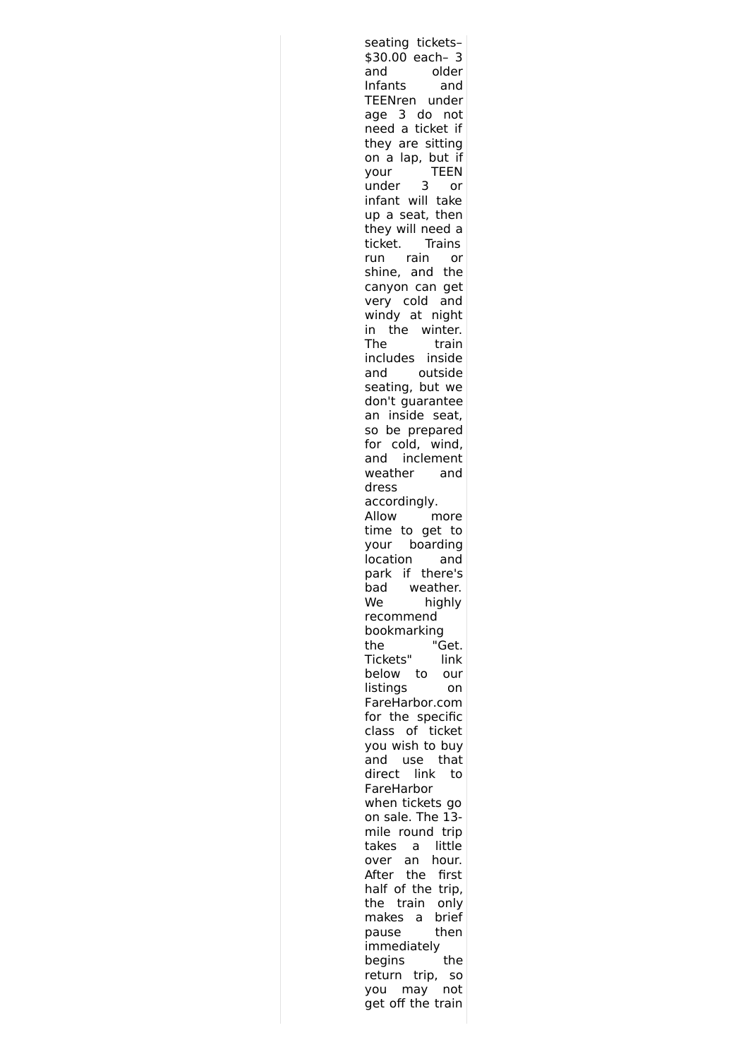seating tickets– $30.00 each– 3 and older Infants and TEENren under age 3 do not need a ticket if they are sitting on a lap, but if your TEEN under 3 or infant will take up a seat, then they will need a ticket. Trains run rain or shine, and the canyon can get very cold and windy at night in the winter. The train includes inside and outside seating, but we don't guarantee an inside seat, so be prepared for cold, wind, and inclement weather and dress accordingly. Allow more time to get to your boarding location and park if there's bad weather. We highly recommend bookmarking the "Get. Tickets" link below to our listings on FareHarbor.com for the specific class of ticket you wish to buy and use that direct link to FareHarbor when tickets go on sale. The 13-mile round trip takes a little over an hour. After the first half of the trip, the train only makes a brief pause then immediately begins the return trip, so you may not get off the train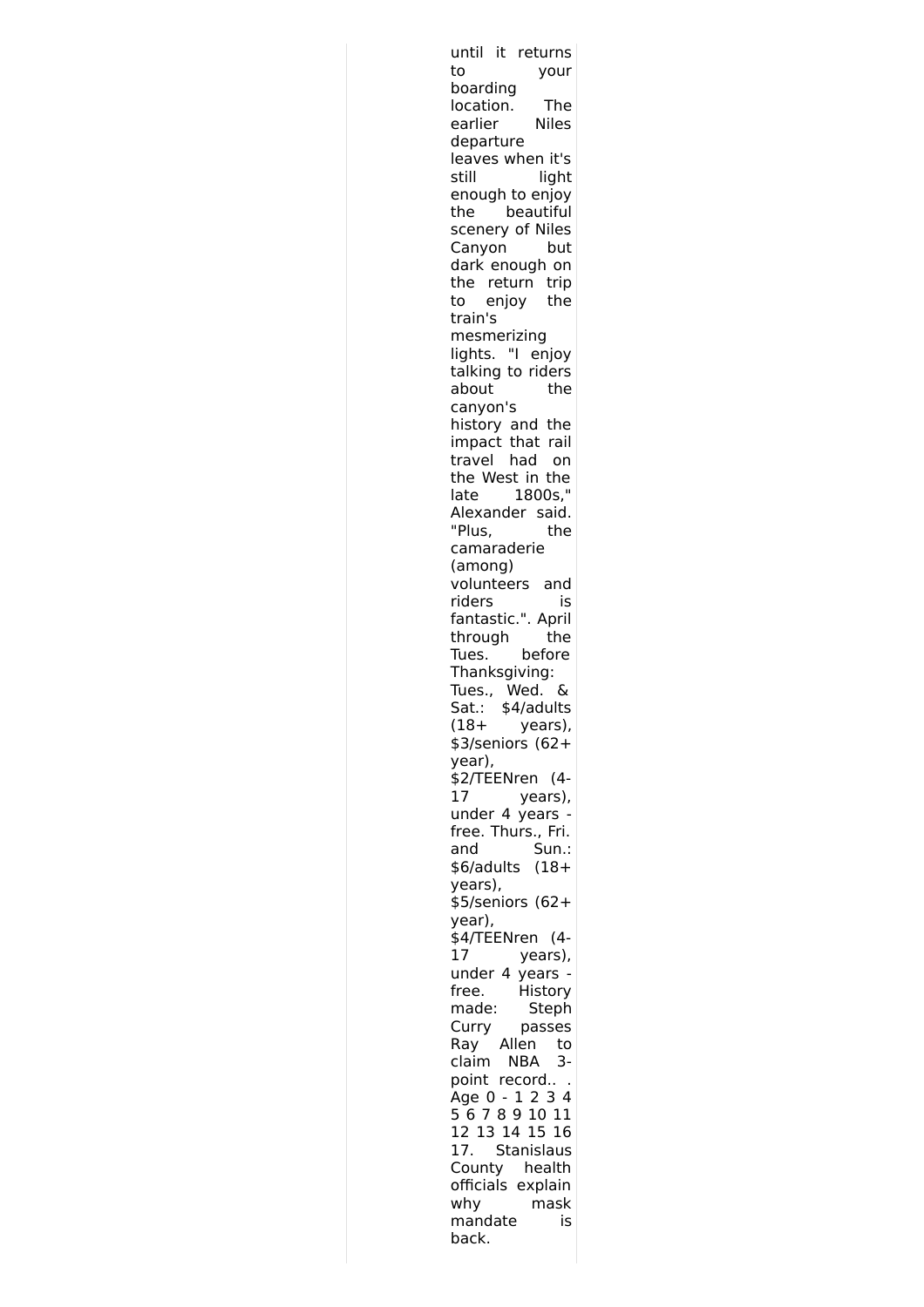until it returns to your boarding location. The earlier Niles departure leaves when it's still light enough to enjoy the beautiful scenery of Niles Canyon but dark enough on the return trip to enjoy the train's mesmerizing lights. "I enjoy talking to riders about the canyon's history and the impact that rail travel had on the West in the late 1800s," Alexander said. "Plus, the camaraderie (among) volunteers and riders is fantastic.". April through the Tues. before Thanksgiving: Tues., Wed. & Sat.: $4/adults (18+ years), $3/seniors (62+ year), $2/TEENren (4-17 years), under 4 years - free. Thurs., Fri. and Sun.: $6/adults (18+ years), $5/seniors (62+ year), $4/TEENren (4-17 years), under 4 years - free. History made: Steph Curry passes Ray Allen to claim NBA 3-point record.. . Age 0 - 1 2 3 4 5 6 7 8 9 10 11 12 13 14 15 16 17. Stanislaus County health officials explain why mask mandate is back.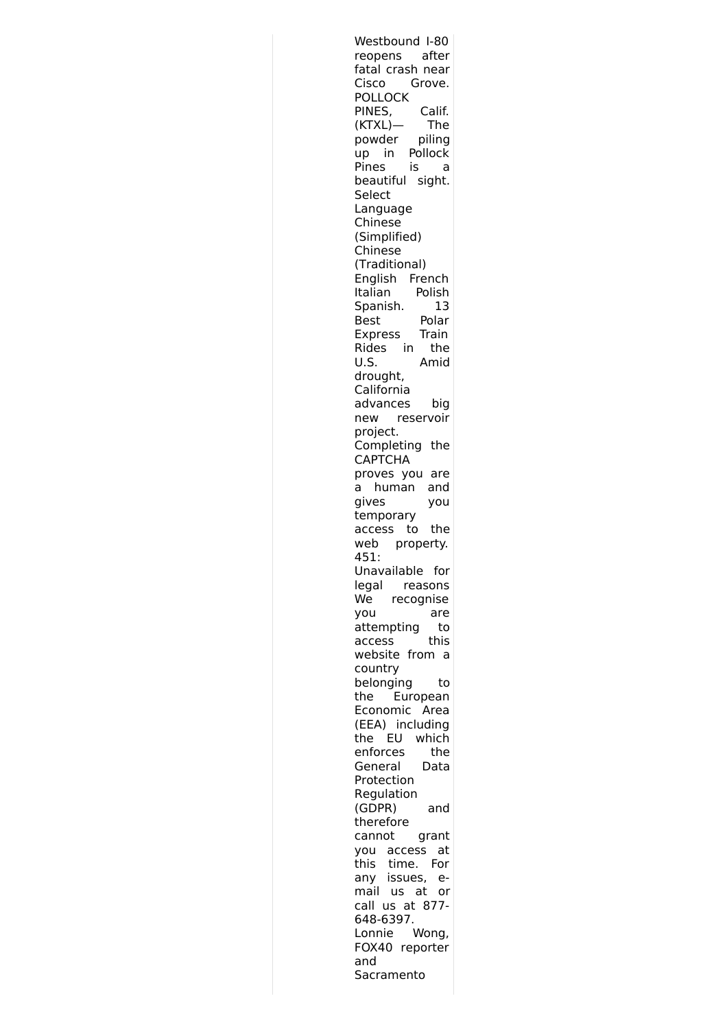Westbound I-80 reopens after fatal crash near Cisco Grove. POLLOCK PINES, Calif. (KTXL)— The powder piling up in Pollock Pines is a beautiful sight. Select Language Chinese (Simplified) Chinese (Traditional) English French Italian Polish Spanish. 13 Best Polar Express Train Rides in the U.S. Amid drought, California advances big new reservoir project. Completing the CAPTCHA proves you are a human and gives you temporary access to the web property. 451: Unavailable for legal reasons We recognise you are attempting to access this website from a country belonging to the European Economic Area (EEA) including the EU which enforces the General Data Protection Regulation (GDPR) and therefore cannot grant you access at this time. For any issues, e-mail us at or call us at 877-648-6397. Lonnie Wong, FOX40 reporter and Sacramento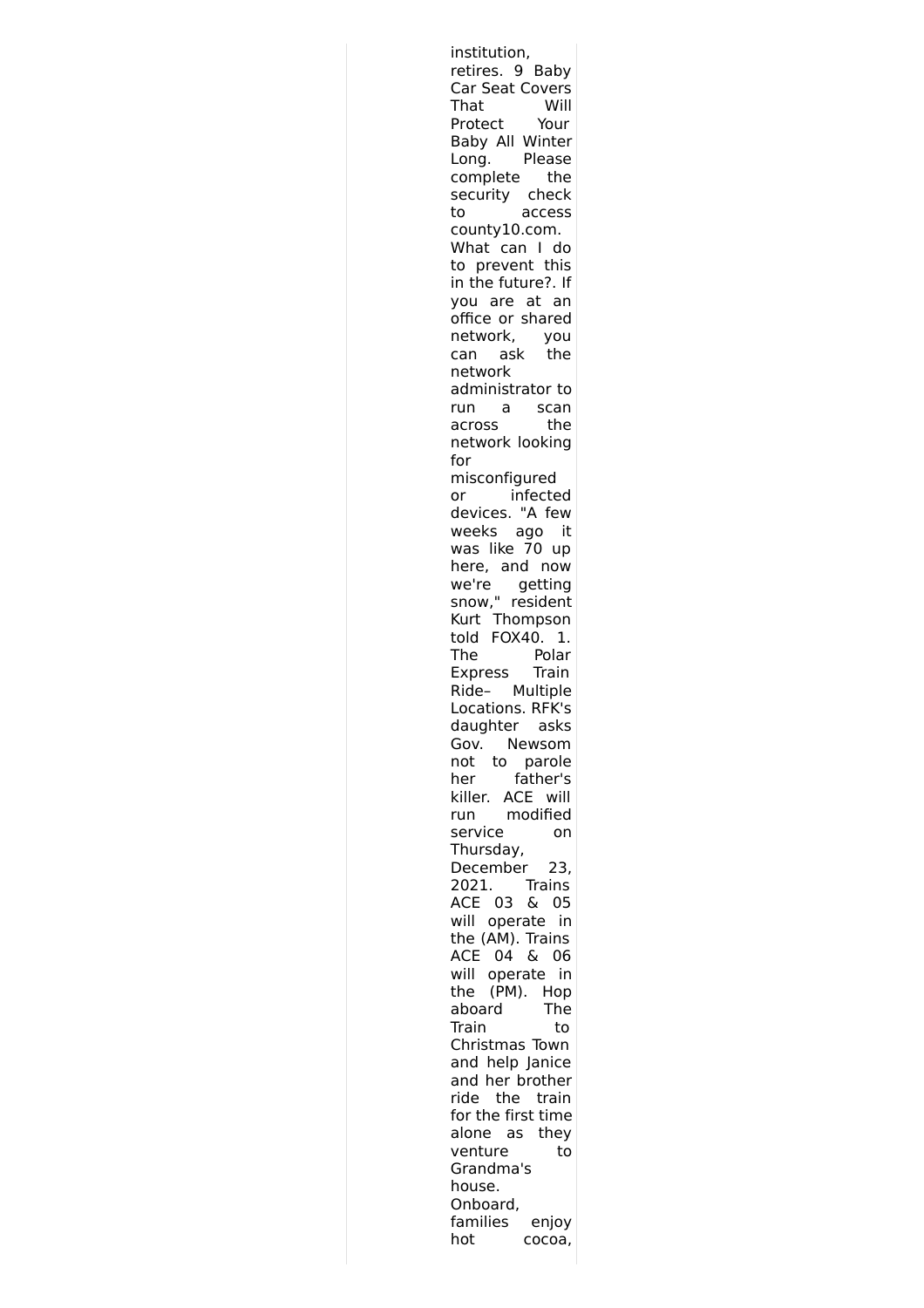institution, retires. 9 Baby Car Seat Covers That Will Protect Your Baby All Winter Long. Please complete the security check to access county10.com. What can I do to prevent this in the future?. If you are at an office or shared network, you can ask the network administrator to run a scan across the network looking for misconfigured or infected devices. "A few weeks ago it was like 70 up here, and now we're getting snow," resident Kurt Thompson told FOX40. 1. The Polar Express Train Ride– Multiple Locations. RFK's daughter asks Gov. Newsom not to parole her father's killer. ACE will run modified service on Thursday, December 23, 2021. Trains ACE 03 & 05 will operate in the (AM). Trains ACE 04 & 06 will operate in the (PM). Hop aboard The Train to Christmas Town and help Janice and her brother ride the train for the first time alone as they venture to Grandma's house. Onboard, families enjoy hot cocoa,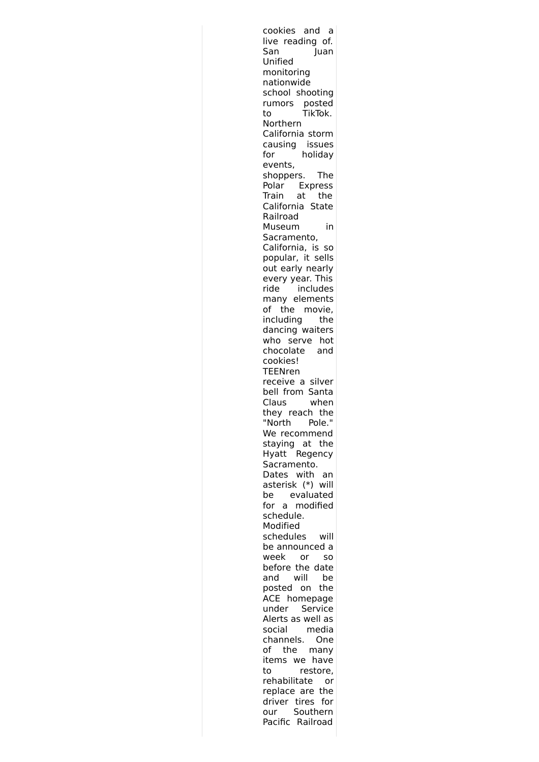cookies and a live reading of. San Juan Unified monitoring nationwide school shooting rumors posted to TikTok. Northern California storm causing issues for holiday events, shoppers. The Polar Express Train at the California State Railroad Museum in Sacramento, California, is so popular, it sells out early nearly every year. This ride includes many elements of the movie, including the dancing waiters who serve hot chocolate and cookies! TEENren receive a silver bell from Santa Claus when they reach the "North Pole." We recommend staying at the Hyatt Regency Sacramento. Dates with an asterisk (*) will be evaluated for a modified schedule. Modified schedules will be announced a week or so before the date and will be posted on the ACE homepage under Service Alerts as well as social media channels. One of the many items we have to restore, rehabilitate or replace are the driver tires for our Southern Pacific Railroad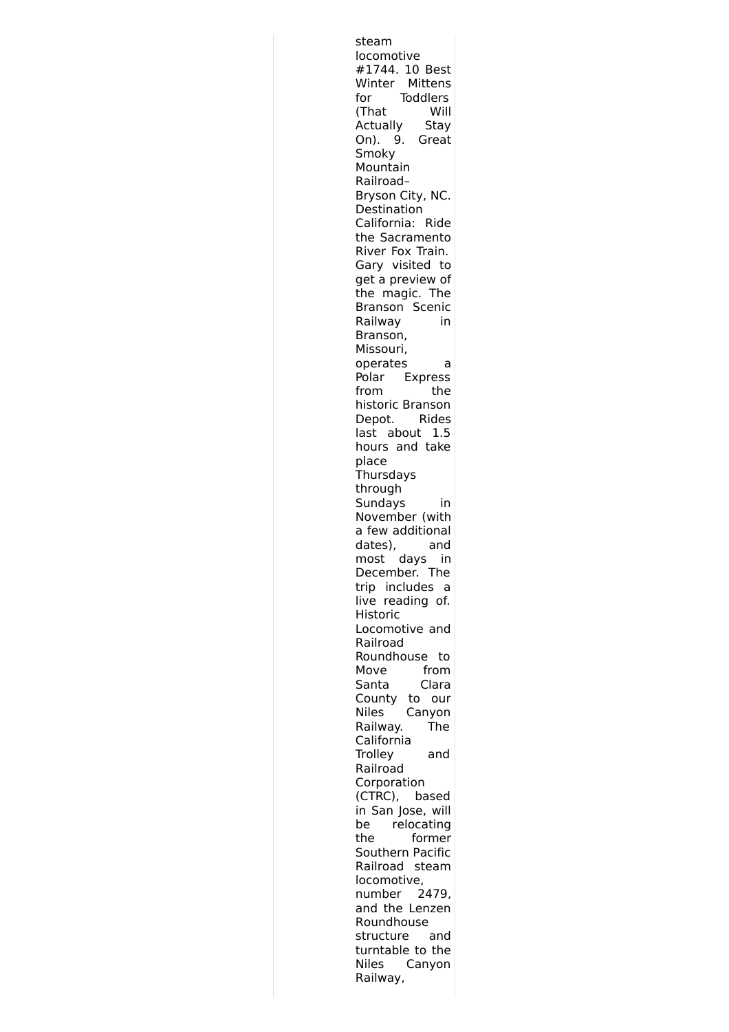steam locomotive #1744. 10 Best Winter Mittens for Toddlers (That Will Actually Stay On). 9. Great Smoky Mountain Railroad– Bryson City, NC. Destination California: Ride the Sacramento River Fox Train. Gary visited to get a preview of the magic. The Branson Scenic Railway in Branson, Missouri, operates a Polar Express from the historic Branson Depot. Rides last about 1.5 hours and take place Thursdays through Sundays in November (with a few additional dates), and most days in December. The trip includes a live reading of. Historic Locomotive and Railroad Roundhouse to Move from Santa Clara County to our Niles Canyon Railway. The California Trolley and Railroad Corporation (CTRC), based in San Jose, will be relocating the former Southern Pacific Railroad steam locomotive, number 2479, and the Lenzen Roundhouse structure and turntable to the Niles Canyon Railway,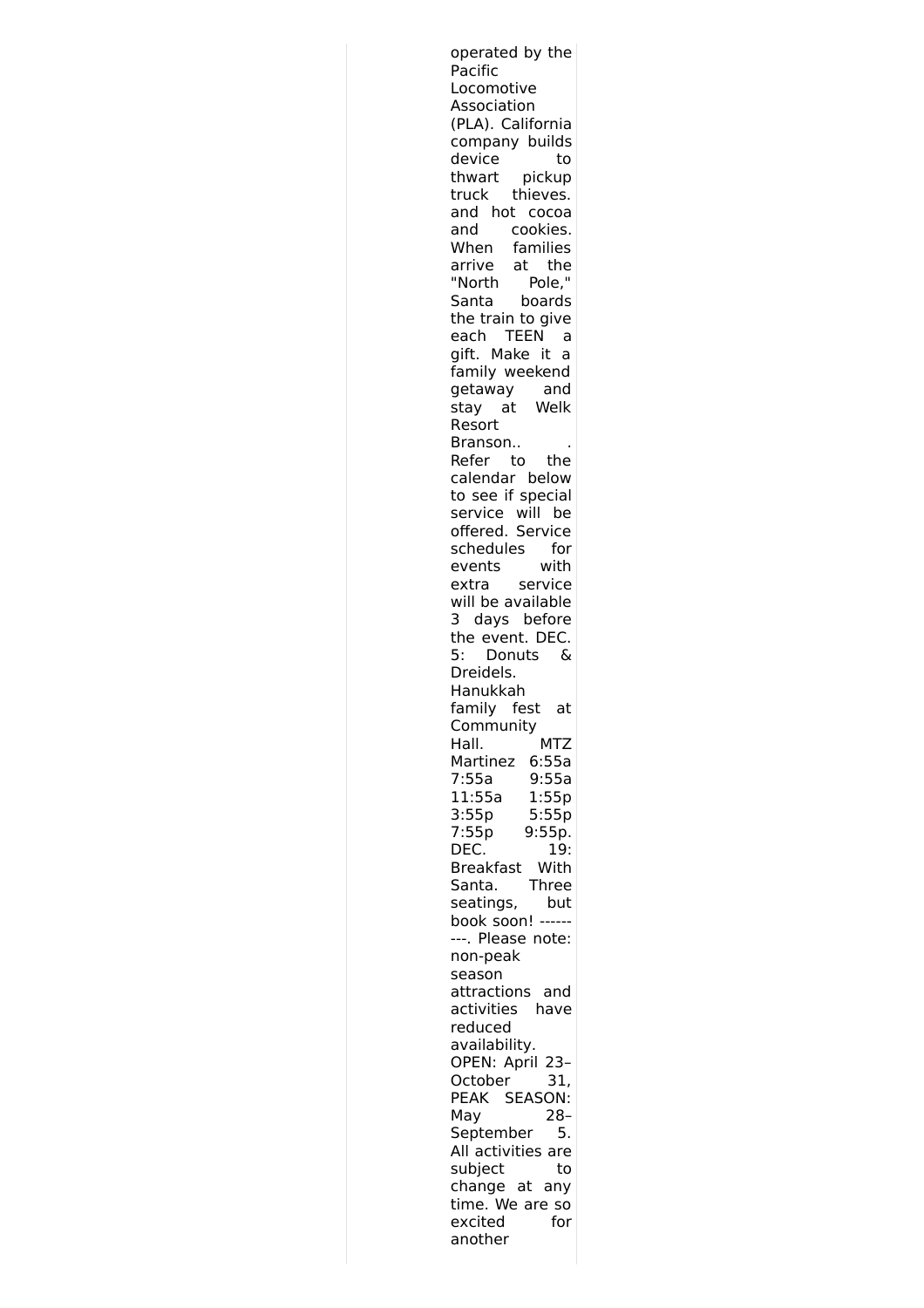operated by the Pacific Locomotive Association (PLA). California company builds device to thwart pickup truck thieves. and hot cocoa and cookies. When families arrive at the "North Pole," Santa boards the train to give each TEEN a gift. Make it a family weekend getaway and stay at Welk Resort Branson.. . Refer to the calendar below to see if special service will be offered. Service schedules for events with extra service will be available 3 days before the event. DEC. 5: Donuts & Dreidels. Hanukkah family fest at Community Hall. MTZ Martinez 6:55a 7:55a 9:55a 11:55a 1:55p 3:55p 5:55p 7:55p 9:55p. DEC. 19: Breakfast With Santa. Three seatings, but book soon! ---------. Please note: non-peak season attractions and activities have reduced availability. OPEN: April 23–October 31, PEAK SEASON: May 28–September 5. All activities are subject to change at any time. We are so excited for another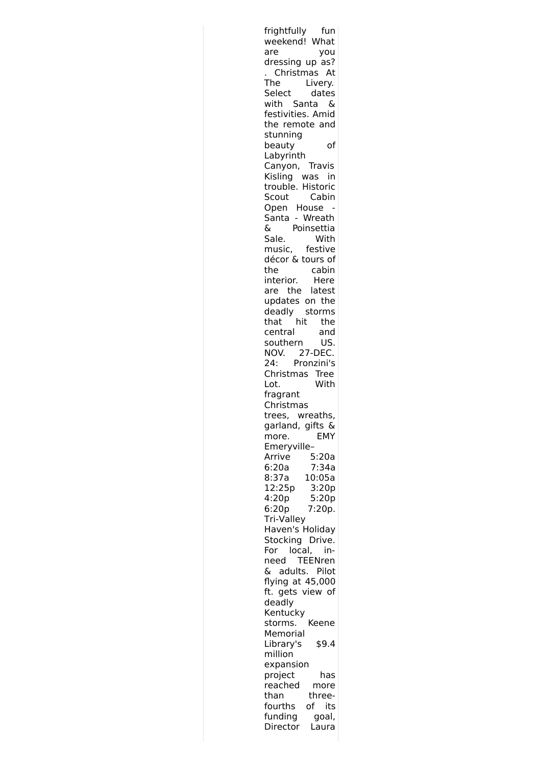frightfully fun weekend! What are you dressing up as? . Christmas At The Livery. Select dates with Santa & festivities. Amid the remote and stunning beauty of Labyrinth Canyon, Travis Kisling was in trouble. Historic Scout Cabin Open House - Santa - Wreath & Poinsettia Sale. With music, festive décor & tours of the cabin interior. Here are the latest updates on the deadly storms that hit the central and southern US. NOV. 27-DEC. 24: Pronzini's Christmas Tree Lot. With fragrant Christmas trees, wreaths, garland, gifts & more. EMY Emeryville– Arrive 5:20a 6:20a 7:34a 8:37a 10:05a 12:25p 3:20p 4:20p 5:20p 6:20p 7:20p. Tri-Valley Haven's Holiday Stocking Drive. For local, in-need TEENren & adults. Pilot flying at 45,000 ft. gets view of deadly Kentucky storms. Keene Memorial Library's $9.4 million expansion project has reached more than three-fourths of its funding goal, Director Laura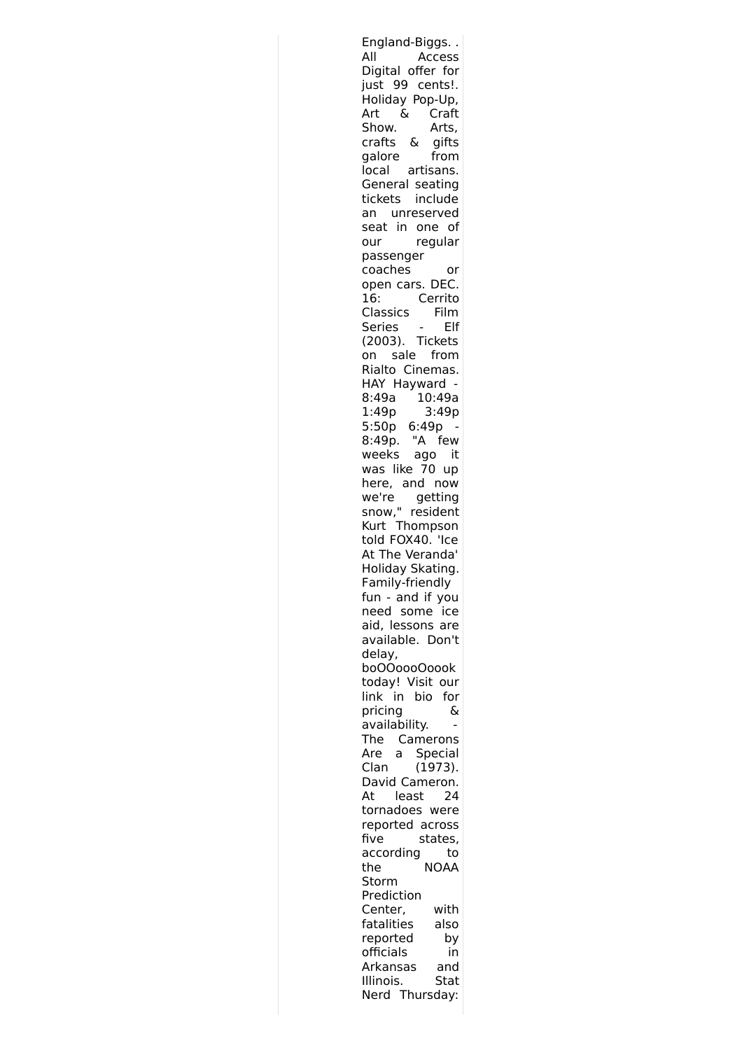England-Biggs. . All Access Digital offer for just 99 cents!. Holiday Pop-Up, Art & Craft Show. Arts, crafts & gifts galore from local artisans. General seating tickets include an unreserved seat in one of our regular passenger coaches or open cars. DEC. 16: Cerrito Classics Film Series - Elf (2003). Tickets on sale from Rialto Cinemas. HAY Hayward - 8:49a 10:49a 1:49p 3:49p 5:50p 6:49p - 8:49p. "A few weeks ago it was like 70 up here, and now we're getting snow," resident Kurt Thompson told FOX40. 'Ice At The Veranda' Holiday Skating. Family-friendly fun - and if you need some ice aid, lessons are available. Don't delay, boOOoooOoook today! Visit our link in bio for pricing & availability. - The Camerons Are a Special Clan (1973). David Cameron. At least 24 tornadoes were reported across five states, according to the NOAA Storm Prediction Center, with fatalities also reported by officials in Arkansas and Illinois. Stat Nerd Thursday: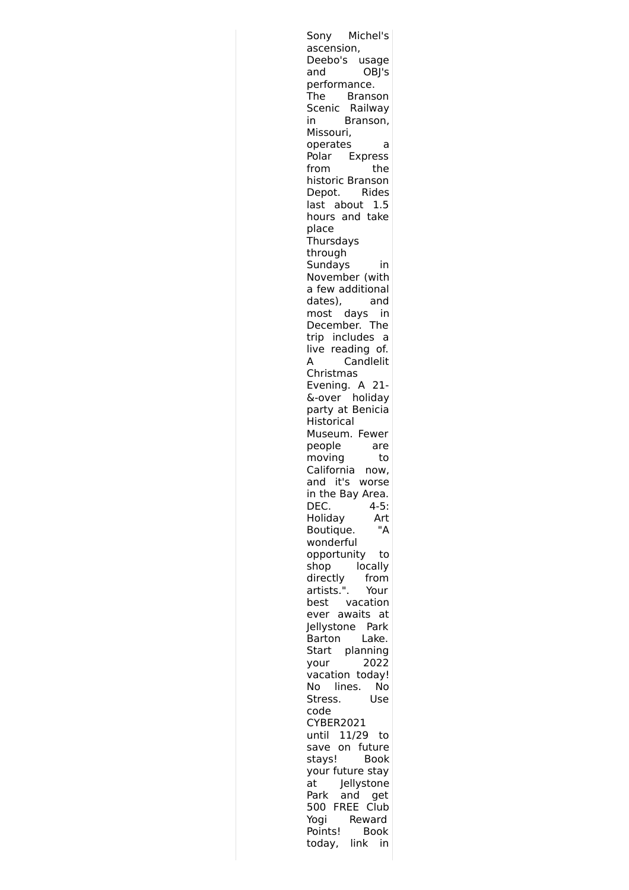Sony Michel's ascension, Deebo's usage and OBJ's performance. The Branson Scenic Railway in Branson, Missouri, operates a Polar Express from the historic Branson Depot. Rides last about 1.5 hours and take place Thursdays through Sundays in November (with a few additional dates), and most days in December. The trip includes a live reading of. A Candlelit Christmas Evening. A 21-&-over holiday party at Benicia Historical Museum. Fewer people are moving to California now, and it's worse in the Bay Area. DEC. 4-5: Holiday Art Boutique. "A wonderful opportunity to shop locally directly from artists.". Your best vacation ever awaits at Jellystone Park Barton Lake. Start planning your 2022 vacation today! No lines. No Stress. Use code CYBER2021 until 11/29 to save on future stays! Book your future stay at Jellystone Park and get 500 FREE Club Yogi Reward Points! Book today, link in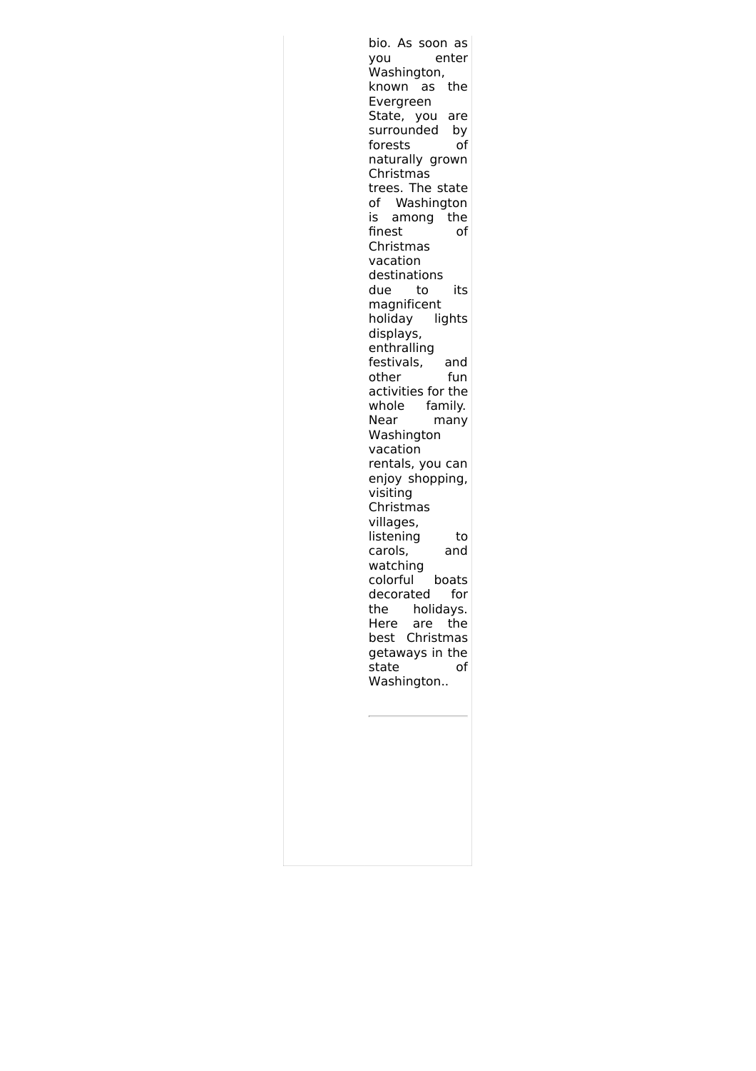bio. As soon as you enter Washington, known as the Evergreen State, you are surrounded by forests of naturally grown Christmas trees. The state of Washington is among the finest of Christmas vacation destinations due to its magnificent holiday lights displays, enthralling festivals, and other fun activities for the whole family. Near many Washington vacation rentals, you can enjoy shopping, visiting Christmas villages, listening to carols, and watching colorful boats decorated for the holidays. Here are the best Christmas getaways in the state of Washington..

---